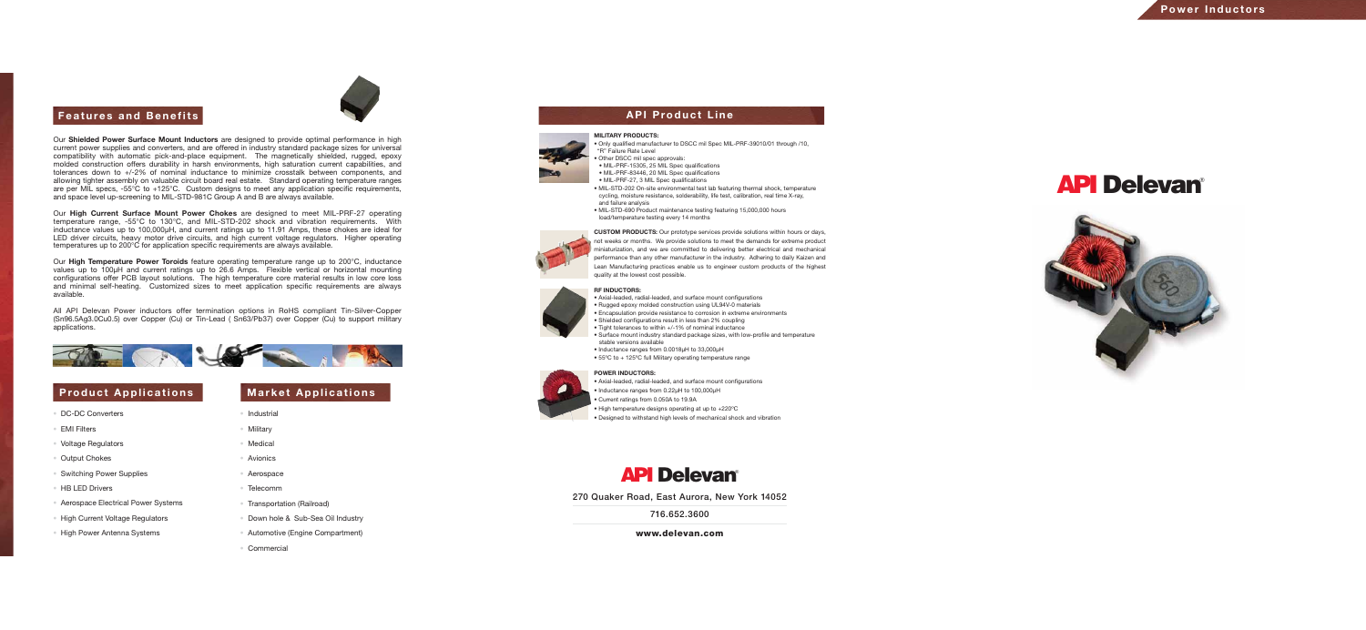# Power Inductors

## Features and Benefits

Our **Shielded Power Surface Mount Inductors** are designed to provide optimal performance in high current power supplies and converters, and are offered in industry standard package sizes for universal compatibility with automatic pick-and-place equipment. The magnetically shielded, rugged, epoxy molded construction offers durability in harsh environments, high saturation current capabilities, and tolerances down to +/-2% of nominal inductance to minimize crosstalk between components, and allowing tighter assembly on valuable circuit board real estate. Standard operating temperature ranges are per MIL specs, -55°C to +125°C. Custom designs to meet any application specific requirements, and space level up-screening to MIL-STD-981C Group A and B are always available.

Our **High Current Surface Mount Power Chokes** are designed to meet MIL-PRF-27 operating temperature range, -55°C to 130°C, and MIL-STD-202 shock and vibration requirements. With inductance values up to 100,000µH, and current ratings up to 11.91 Amps, these chokes are ideal for LED driver circuits, heavy motor drive circuits, and high current voltage regulators. Higher operating temperatures up to 200°C for application specific requirements are always available.

Our **High Temperature Power Toroids** feature operating temperature range up to 200°C, inductance values up to 100µH and current ratings up to 26.6 Amps. Flexible vertical or horizontal mounting configurations offer PCB layout solutions. The high temperature core material results in low core loss and minimal self-heating. Customized sizes to meet application specific requirements are always available.

All API Delevan Power inductors offer termination options in RoHS compliant Tin-Silver-Copper (Sn96.5Ag3.0Cu0.5) over Copper (Cu) or Tin-Lead ( Sn63/Pb37) over Copper (Cu) to support military applications.

## Product Applications

- DC-DC Converters
- EMI Filters
- Voltage Regulators
- Output Chokes
- Switching Power Supplies
- HB LED Drivers
- Aerospace Electrical Power Systems
- High Current Voltage Regulators
- High Power Antenna Systems

## Market Applications

- Industrial
- Military
- Medical
- Avionics
- Aerospace
- Telecomm
- Transportation (Railroad)
- Down hole & Sub-Sea Oil Industry
- Automotive (Engine Compartment)
- Commercial

## API Product Line

**MILITARY PRODUCTS:**

- Only qualified manufacturer to DSCC mil Spec MIL-PRF-39010/01 through /10, "R" Failure Rate Level
- Other DSCC mil spec approvals:
  - MIL-PRF-15305, 25 MIL Spec qualifications
  - MIL-PRF-83446, 20 MIL Spec qualifications
  - MIL-PRF-27, 3 MIL Spec qualifications
- MIL-STD-202 On-site environmental test lab featuring thermal shock, temperature cycling, moisture resistance, solderability, life test, calibration, real time X-ray, and failure analysis
- MIL-STD-690 Product maintenance testing featuring 15,000,000 hours load/temperature testing every 14 months

**CUSTOM PRODUCTS:** Our prototype services provide solutions within hours or days, not weeks or months. We provide solutions to meet the demands for extreme product miniaturization, and we are committed to delivering better electrical and mechanical performance than any other manufacturer in the industry. Adhering to daily Kaizen and Lean Manufacturing practices enable us to engineer custom products of the highest quality at the lowest cost possible.

**RF INDUCTORS:**

- Axial-leaded, radial-leaded, and surface mount configurations
- Rugged epoxy molded construction using UL94V-0 materials
- Encapsulation provide resistance to corrosion in extreme environments
- Shielded configurations result in less than 2% coupling
- Tight tolerances to within +/-1% of nominal inductance
- Surface mount industry standard package sizes, with low-profile and temperature stable versions available
- Inductance ranges from 0.0018µH to 33,000µH
- 55ºC to + 125ºC full Military operating temperature range

**POWER INDUCTORS:**

- Axial-leaded, radial-leaded, and surface mount configurations
- Inductance ranges from 0.22µH to 100,000µH
- Current ratings from 0.050A to 19.9A
- High temperature designs operating at up to +220ºC
- Designed to withstand high levels of mechanical shock and vibration

**API Delevan®**

270 Quaker Road, East Aurora, New York 14052

716.652.3600

**www.delevan.com**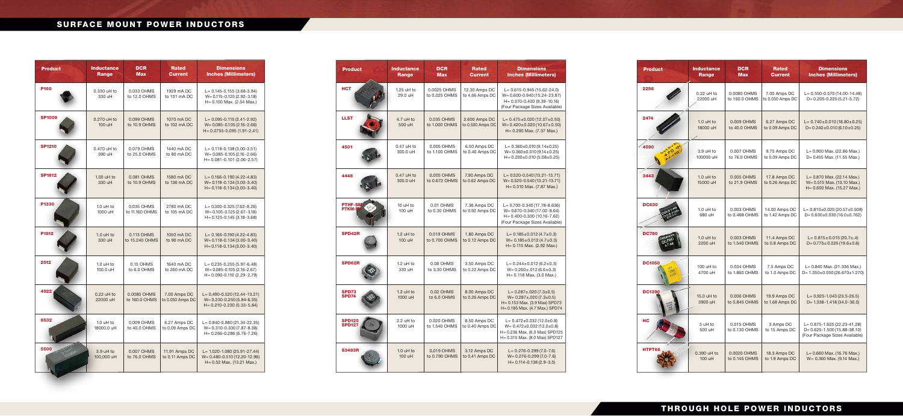## SURFACE MOUNT POWER INDUCTORS

| Product | Inductance Range | DCR Max | Rated Current | Dimensions Inches (Millimeters) |
|---|---|---|---|---|
| P160 | 0.330 uH to 330 uH | 0.033 OHMS to 12.0 OHMS | 1929 mA DC to 101 mA DC | L= 0.145-0.155 (3.68-3.94) W= 0.115-0.125 (2.92-3.18) H= 0.100 Max. (2.54 Max.) |
| SP1008 | 0.270 uH to 100 uH | 0.099 OHMS to 10.9 OHMS | 1070 mA DC to 102 mA DC | L= 0.095-0.115 (2.41-2.92) W= 0.085-0.105 (2.16-2.66) H= 0.0755-0.095 (1.91-2.41) |
| SP1210 | 0.470 uH to 390 uH | 0.079 OHMS to 25.0 OHMS | 1440 mA DC to 80 mA DC | L= 0.118-0.138 (3.00-3.51) W= 0.085-0.105 (2.16-2.66) H= 0.081-0.101 (2.06-2.57) |
| SP1812 | 1.00 uH to 330 uH | 0.081 OHMS to 10.9 OHMS | 1580 mA DC to 136 mA DC | L= 0.166-0.190 (4.22-4.83) W= 0.118-0.134 (3.00-3.40) H= 0.118-0.134 (3.00-3.40) |
| P1330 | 1.0 uH to 1000 uH | 0.035 OHMS to 11.160 OHMS | 2780 mA DC to 105 mA DC | L= 0.300-0.325 (7.62-8.26) W= 0.105-0.125 (2.67-3.18) H= 0.125-0.145 (3.18-3.68) |
| P1812 | 1.0 uH to 330 uH | 0.113 OHMS to 15.240 OHMS | 1050 mA DC to 90 mA DC | L= 0.166-0.190 (4.22-4.83) W= 0.118-0.134 (3.00-3.40) H= 0.118-0.134 (3.00-3.40) |
| 2512 | 1.0 uH to 100.0 uH | 0.15 OHMS to 6.0 OHMS | 1640 mA DC to 260 mA DC | L= 0.235-0.255 (5.97-6.48) W= 0.085-0.105 (2.16-2.67) H= 0.090-0.110 (2.29-2.79) |
| 4922 | 0.22 uH to 22000 uH | 0.0080 OHMS to 160.0 OHMS | 7.00 Amps DC to 0.050 Amps DC | L= 0.490-0.520 (12.44-13.21) W= 0.230-0.250 (5.84-6.35) H= 0.210-0.230 (5.33-5.84) |
| 8532 | 1.0 uH to 18000.0 uH | 0.009 OHMS to 40.0 OHMS | 6.27 Amps DC to 0.09 Amps DC | L= 0.840-0.880 (21.34-22.35) W= 0.310-0.330 (7.87-8.38) H= 0.266-0.286 (6.76-7.26) |
| 5500 | 3.9 uH to 100,000 uH | 0.007 OHMS to 76.0 OHMS | 11.91 Amps DC to 0.11 Amps DC | L= 1.020-1.080 (25.91-27.44) W= 0.480-0.510 (12.20-12.96) H= 0.52 Max. (13.21 Max.) |

| Product | Inductance Range | DCR Max | Rated Current | Dimensions Inches (Millimeters) |
|---|---|---|---|---|
| HCT | 1.25 uH to 29.0 uH | 0.0025 OHMS to 0.025 OHMS | 12.30 Amps DC to 4.66 Amps DC | L= 0.615-0.945 (15.62-24.0) W= 0.600-0.940 (15.24-23.87) H= 0.370-0.400 (9.39-10.16) (Four Package Sizes Available) |
| LLST | 4.7 uH to 500 uH | 0.035 OHMS to 1.000 OHMS | 2.600 Amps DC to 0.500 Amps DC | L= 0.475±0.020 (12.07±0.50) W= 0.420±0.020 (10.67±0.50) H= 0.290 Max. (7.37 Max.) |
| 4501 | 0.47 uH to 300.0 uH | 0.005 OHMS to 1.100 OHMS | 6.50 Amps DC to 0.40 Amps DC | L= 0.360±0.010 (9.14±0.25) W= 0.360±0.010 (9.14±0.25) H= 0.200±0.010 (5.08±0.25) |
| 4448 | 0.47 uH to 300.0 uH | 0.005 OHMS to 0.672 OHMS | 7.90 Amps DC to 0.62 Amps DC | L= 0.520-0.540 (13.21-13.71) W= 0.520-0.540 (13.21-13.71) H= 0.310 Max. (7.87 Max.) |
| PTHF-SM PTKM-SM | 10 uH to 100 uH | 0.01 OHMS to 0.30 OHMS | 7.36 Amps DC to 0.92 Amps DC | L= 0.700-0.340 (17.78-8.636) W= 0.670-0.340 (17.02-8.64) H= 0.400-0.300 (10.16-7.62) (Four Package Sizes Available) |
| SPD42R | 1.2 uH to 100 uH | 0.019 OHMS to 0.700 OHMS | 1.80 Amps DC to 0.12 Amps DC | L= 0.185±0.012 (4.7±0.3) W= 0.185±0.012 (4.7±0.3) H= 0.115 Max. (2.92 Max.) |
| SPD62R | 1.2 uH to 330 uH | 0.08 OHMS to 3.30 OHMS | 3.50 Amps DC to 0.22 Amps DC | L= 0.244±0.012 (6.2±0.3) W= 0.260±.012 (6.6±0.3) H= 0.118 Max. (3.0 Max.) |
| SPD73 SPD74 | 1.2 uH to 1000 uH | 0.02 OHMS to 6.0 OHMS | 8.00 Amps DC to 0.26 Amps DC | L= 0.287±.020 (7.3±0.5) W= 0.287±.020 (7.3±0.5) H= 0.153 Max. (3.9 Max) SPD73 H= 0.185 Max. (4.7 Max.) SPD74 |
| SPD125 SPD127 | 2.2 uH to 1000 uH | 0.020 OHMS to 1.540 OHMS | 8.50 Amps DC to 0.40 Amps DC | L= 0.472±0.032 (12.0±0.8) W= 0.472±0.032 (12.0±0.8) H= 0.236 Max. (6.0 Max) SPD125 H= 0.315 Max. (8.0 Max) SPD127 |
| S3483R | 1.0 uH to 100 uH | 0.019 OHMS to 0.790 OHMS | 3.12 Amps DC to 0.41 Amps DC | L= 0.276-0.299 (7.0-7.6) W= 0.276-0.299 (7.0-7.6) H= 0.114-0.138 (2.9-3.5) |

## THROUGH HOLE POWER INDUCTORS

| Product | Inductance Range | DCR Max | Rated Current | Dimensions Inches (Millimeters) |
|---|---|---|---|---|
| 2256 | 0.22 uH to 22000 uH | 0.0080 OHMS to 160.0 OHMS | 7.00 Amps DC to 0.050 Amps DC | L= 0.550-0.570 (14.00-14.48) D= 0.205-0.225 (5.21-5.72) |
| 2474 | 1.0 uH to 18000 uH | 0.009 OHMS to 40.0 OHMS | 6.27 Amps DC to 0.09 Amps DC | L= 0.740±0.010 (18.80±0.25) D= 0.240±0.010 (6.10±0.25) |
| 4590 | 3.9 uH to 100000 uH | 0.007 OHMS to 76.0 OHMS | 9.75 Amps DC to 0.09 Amps DC | L= 0.900 Max. (22.86 Max.) D= 0.455 Max. (11.55 Max.) |
| 3443 | 1.0 uH to 15000 uH | 0.005 OHMS to 21.9 OHMS | 17.8 Amps DC to 0.26 Amps DC | L= 0.870 Max. (22.14 Max.) W= 0.515 Max. (13.10 Max.) H= 0.600 Max. (15.27 Max.) |
| DC630 | 1.0 uH to 680 uH | 0.003 OHMS to 0.468 OHMS | 14.00 Amps DC to 1.42 Amps DC | L= 0.810±0.020 (20.57±0.508) D= 0.630±0.030 (16.0±0.762) |
| DC780 | 1.0 uH to 2200 uH | 0.003 OHMS to 1.540 OHMS | 11.4 Amps DC to 0.8 Amps DC | L= 0.815±0.015 (20.7±.4) D= 0.775±0.025 (19.6±0.6) |
| DC1050 | 100 uH to 4700 uH | 0.034 OHMS to 1.860 OHMS | 7.5 Amps DC to 1.0 Amps DC | L= 0.840 Max. (21.336 Max.) D= 1.050±0.050 (26.670±1.270) |
| DC1390 | 15.0 uH to 3900 uH | 0.006 OHMS to 0.845 OHMS | 19.9 Amps DC to 1.68 Amps DC | L= 0.925-1.043 (23.5-26.5) D= 1.338-1.418 (34.0-36.0) |
| HC | 5 uH to 500 uH | 0.015 OHMS to 0.130 OHMS | 3 Amps DC to 15 Amps DC | L= 0.875-1.625 (22.23-41.28) D= 0.625-1.500 (15.88-38.10) (Four Package Sizes Available) |
| HTPT66 | 0.390 uH to 100 uH | 0.0020 OHMS to 0.145 OHMS | 18.3 Amps DC to 1.9 Amps DC | L= 0.660 Max. (16.76 Max.) W= 0.360 Max. (9.14 Max.) |